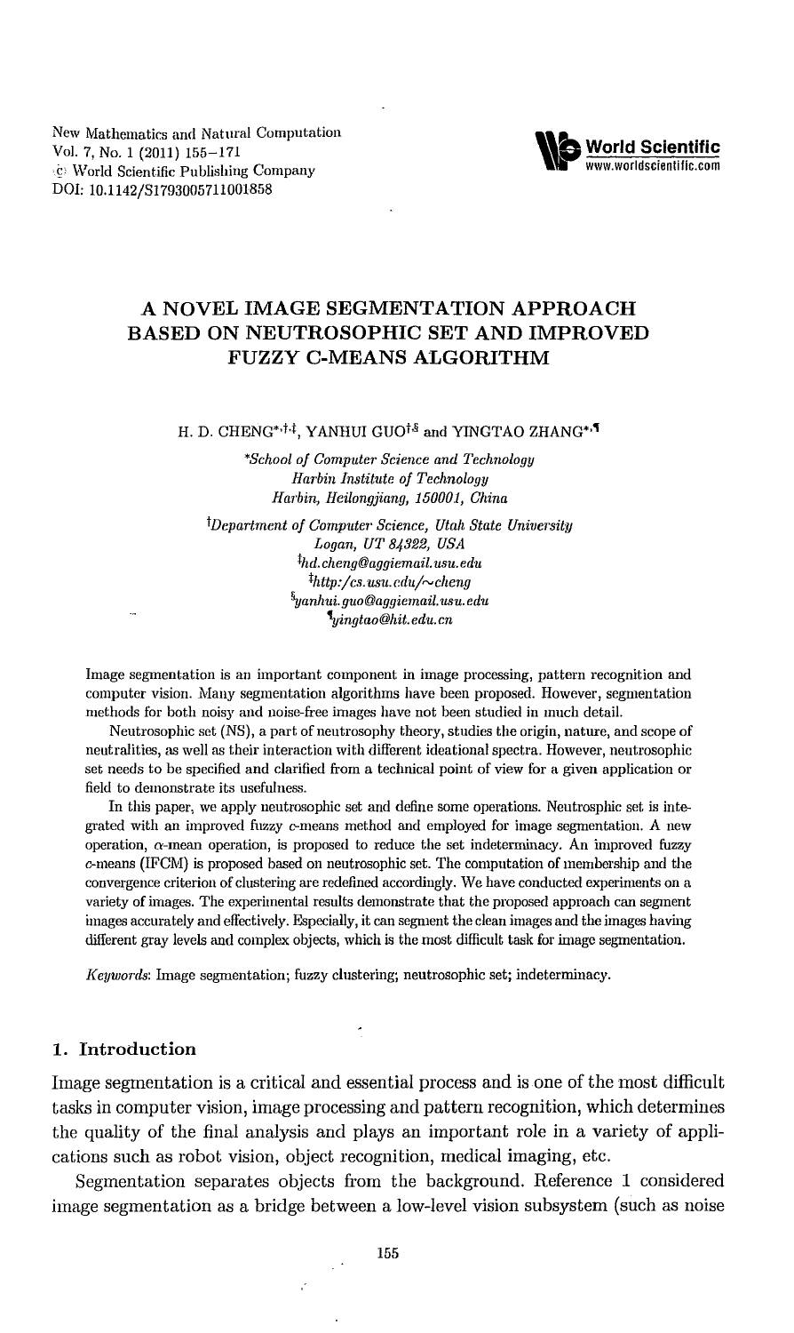New Mathematics and Natural Computation
Vol. 7, No. 1 (2011) 155–171
© World Scientific Publishing Company
DOI: 10.1142/S1793005711001858

# A NOVEL IMAGE SEGMENTATION APPROACH BASED ON NEUTROSOPHIC SET AND IMPROVED FUZZY C-MEANS ALGORITHM

H. D. CHENG[*,†,‡], YANHUI GUO[†,§] and YINGTAO ZHANG[*,¶]

[*]*School of Computer Science and Technology*
*Harbin Institute of Technology*
*Harbin, Heilongjiang, 150001, China*

[†]*Department of Computer Science, Utah State University*
*Logan, UT 84322, USA*
[‡]*hd.cheng@aggiemail.usu.edu*
[‡]*http://cs.usu.edu/~cheng*
[§]*yanhui.guo@aggiemail.usu.edu*
[¶]*yingtao@hit.edu.cn*

Image segmentation is an important component in image processing, pattern recognition and computer vision. Many segmentation algorithms have been proposed. However, segmentation methods for both noisy and noise-free images have not been studied in much detail.

Neutrosophic set (NS), a part of neutrosophy theory, studies the origin, nature, and scope of neutralities, as well as their interaction with different ideational spectra. However, neutrosophic set needs to be specified and clarified from a technical point of view for a given application or field to demonstrate its usefulness.

In this paper, we apply neutrosophic set and define some operations. Neutrosphic set is integrated with an improved fuzzy *c*-means method and employed for image segmentation. A new operation, $\alpha$-mean operation, is proposed to reduce the set indeterminacy. An improved fuzzy *c*-means (IFCM) is proposed based on neutrosophic set. The computation of membership and the convergence criterion of clustering are redefined accordingly. We have conducted experiments on a variety of images. The experimental results demonstrate that the proposed approach can segment images accurately and effectively. Especially, it can segment the clean images and the images having different gray levels and complex objects, which is the most difficult task for image segmentation.

*Keywords*: Image segmentation; fuzzy clustering; neutrosophic set; indeterminacy.

## 1. Introduction

Image segmentation is a critical and essential process and is one of the most difficult tasks in computer vision, image processing and pattern recognition, which determines the quality of the final analysis and plays an important role in a variety of applications such as robot vision, object recognition, medical imaging, etc.

Segmentation separates objects from the background. Reference 1 considered image segmentation as a bridge between a low-level vision subsystem (such as noise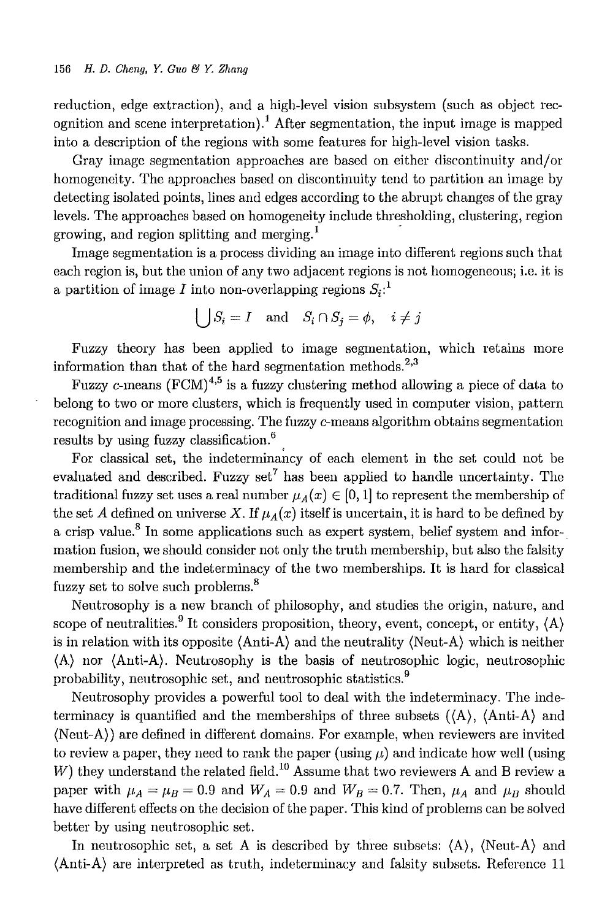reduction, edge extraction), and a high-level vision subsystem (such as object recognition and scene interpretation).[1] After segmentation, the input image is mapped into a description of the regions with some features for high-level vision tasks.

Gray image segmentation approaches are based on either discontinuity and/or homogeneity. The approaches based on discontinuity tend to partition an image by detecting isolated points, lines and edges according to the abrupt changes of the gray levels. The approaches based on homogeneity include thresholding, clustering, region growing, and region splitting and merging.[1]

Image segmentation is a process dividing an image into different regions such that each region is, but the union of any two adjacent regions is not homogeneous; i.e. it is a partition of image $I$ into non-overlapping regions $S_i$:[1]

$$\bigcup S_i = I \quad \text{and} \quad S_i \cap S_j = \phi, \quad i \neq j$$

Fuzzy theory has been applied to image segmentation, which retains more information than that of the hard segmentation methods.[2,3]

Fuzzy $c$-means (FCM)[4,5] is a fuzzy clustering method allowing a piece of data to belong to two or more clusters, which is frequently used in computer vision, pattern recognition and image processing. The fuzzy $c$-means algorithm obtains segmentation results by using fuzzy classification.[6]

For classical set, the indeterminancy of each element in the set could not be evaluated and described. Fuzzy set[7] has been applied to handle uncertainty. The traditional fuzzy set uses a real number $\mu_A(x) \in [0, 1]$ to represent the membership of the set $A$ defined on universe $X$. If $\mu_A(x)$ itself is uncertain, it is hard to be defined by a crisp value.[8] In some applications such as expert system, belief system and information fusion, we should consider not only the truth membership, but also the falsity membership and the indeterminacy of the two memberships. It is hard for classical fuzzy set to solve such problems.[8]

Neutrosophy is a new branch of philosophy, and studies the origin, nature, and scope of neutralities.[9] It considers proposition, theory, event, concept, or entity, ⟨A⟩ is in relation with its opposite ⟨Anti-A⟩ and the neutrality ⟨Neut-A⟩ which is neither ⟨A⟩ nor ⟨Anti-A⟩. Neutrosophy is the basis of neutrosophic logic, neutrosophic probability, neutrosophic set, and neutrosophic statistics.[9]

Neutrosophy provides a powerful tool to deal with the indeterminacy. The indeterminacy is quantified and the memberships of three subsets (⟨A⟩, ⟨Anti-A⟩ and ⟨Neut-A⟩) are defined in different domains. For example, when reviewers are invited to review a paper, they need to rank the paper (using $\mu$) and indicate how well (using $W$) they understand the related field.[10] Assume that two reviewers A and B review a paper with $\mu_A = \mu_B = 0.9$ and $W_A = 0.9$ and $W_B = 0.7$. Then, $\mu_A$ and $\mu_B$ should have different effects on the decision of the paper. This kind of problems can be solved better by using neutrosophic set.

In neutrosophic set, a set A is described by three subsets: ⟨A⟩, ⟨Neut-A⟩ and ⟨Anti-A⟩ are interpreted as truth, indeterminacy and falsity subsets. Reference 11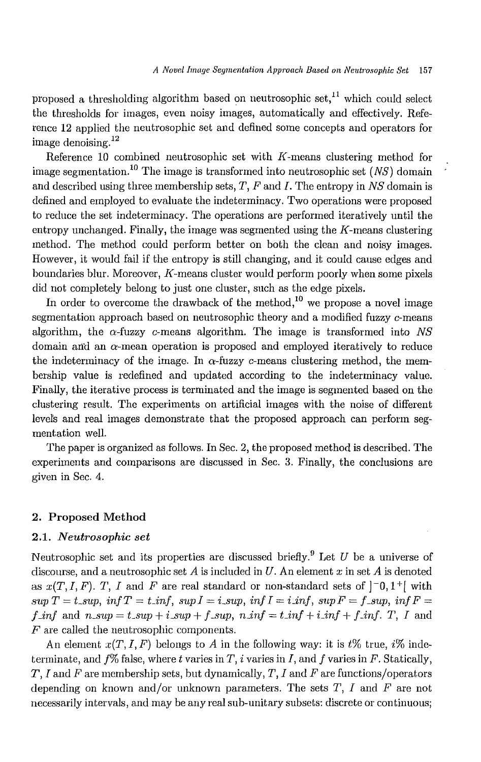proposed a thresholding algorithm based on neutrosophic set,[11] which could select the thresholds for images, even noisy images, automatically and effectively. Reference 12 applied the neutrosophic set and defined some concepts and operators for image denoising.[12]

Reference 10 combined neutrosophic set with $K$-means clustering method for image segmentation.[10] The image is transformed into neutrosophic set ($NS$) domain and described using three membership sets, $T$, $F$ and $I$. The entropy in $NS$ domain is defined and employed to evaluate the indeterminacy. Two operations were proposed to reduce the set indeterminacy. The operations are performed iteratively until the entropy unchanged. Finally, the image was segmented using the $K$-means clustering method. The method could perform better on both the clean and noisy images. However, it would fail if the entropy is still changing, and it could cause edges and boundaries blur. Moreover, $K$-means cluster would perform poorly when some pixels did not completely belong to just one cluster, such as the edge pixels.

In order to overcome the drawback of the method,[10] we propose a novel image segmentation approach based on neutrosophic theory and a modified fuzzy $c$-means algorithm, the $\alpha$-fuzzy $c$-means algorithm. The image is transformed into $NS$ domain and an $\alpha$-mean operation is proposed and employed iteratively to reduce the indeterminacy of the image. In $\alpha$-fuzzy $c$-means clustering method, the membership value is redefined and updated according to the indeterminacy value. Finally, the iterative process is terminated and the image is segmented based on the clustering result. The experiments on artificial images with the noise of different levels and real images demonstrate that the proposed approach can perform segmentation well.

The paper is organized as follows. In Sec. 2, the proposed method is described. The experiments and comparisons are discussed in Sec. 3. Finally, the conclusions are given in Sec. 4.

## 2. Proposed Method

### 2.1. *Neutrosophic set*

Neutrosophic set and its properties are discussed briefly.[9] Let $U$ be a universe of discourse, and a neutrosophic set $A$ is included in $U$. An element $x$ in set $A$ is denoted as $x(T, I, F)$. $T$, $I$ and $F$ are real standard or non-standard sets of $]^{-}0, 1^{+}[$ with $sup\,T = t\_sup$, $inf\,T = t\_inf$, $sup\,I = i\_sup$, $inf\,I = i\_inf$, $sup\,F = f\_sup$, $inf\,F = f\_inf$ and $n\_sup = t\_sup + i\_sup + f\_sup$, $n\_inf = t\_inf + i\_inf + f\_inf$. $T$, $I$ and $F$ are called the neutrosophic components.

An element $x(T, I, F)$ belongs to $A$ in the following way: it is $t\%$ true, $i\%$ indeterminate, and $f\%$ false, where $t$ varies in $T$, $i$ varies in $I$, and $f$ varies in $F$. Statically, $T$, $I$ and $F$ are membership sets, but dynamically, $T$, $I$ and $F$ are functions/operators depending on known and/or unknown parameters. The sets $T$, $I$ and $F$ are not necessarily intervals, and may be any real sub-unitary subsets: discrete or continuous;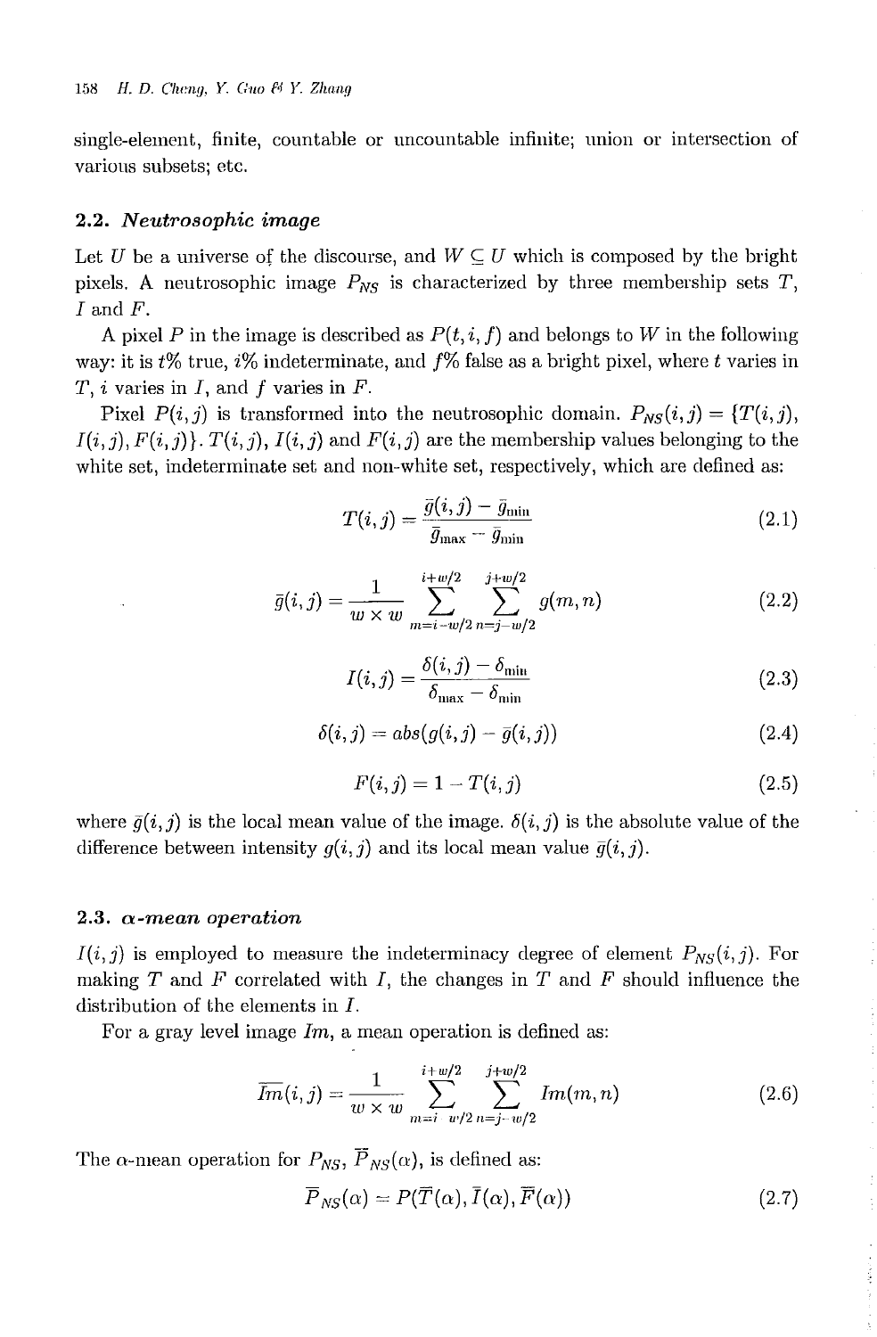single-element, finite, countable or uncountable infinite; union or intersection of various subsets; etc.

### 2.2. *Neutrosophic image*

Let $U$ be a universe of the discourse, and $W \subseteq U$ which is composed by the bright pixels. A neutrosophic image $P_{NS}$ is characterized by three membership sets $T$, $I$ and $F$.

A pixel $P$ in the image is described as $P(t, i, f)$ and belongs to $W$ in the following way: it is $t$% true, $i$% indeterminate, and $f$% false as a bright pixel, where $t$ varies in $T$, $i$ varies in $I$, and $f$ varies in $F$.

Pixel $P(i, j)$ is transformed into the neutrosophic domain. $P_{NS}(i, j) = \{T(i, j), I(i, j), F(i, j)\}$. $T(i, j)$, $I(i, j)$ and $F(i, j)$ are the membership values belonging to the white set, indeterminate set and non-white set, respectively, which are defined as:

$$T(i, j) = \frac{\bar{g}(i, j) - \bar{g}_{\min}}{\bar{g}_{\max} - \bar{g}_{\min}} \tag{2.1}$$

$$\bar{g}(i, j) = \frac{1}{w \times w} \sum_{m=i-w/2}^{i+w/2} \sum_{n=j-w/2}^{j+w/2} g(m, n) \tag{2.2}$$

$$I(i, j) = \frac{\delta(i, j) - \delta_{\min}}{\delta_{\max} - \delta_{\min}} \tag{2.3}$$

$$\delta(i, j) = abs(g(i, j) - \bar{g}(i, j)) \tag{2.4}$$

$$F(i, j) = 1 - T(i, j) \tag{2.5}$$

where $\bar{g}(i, j)$ is the local mean value of the image. $\delta(i, j)$ is the absolute value of the difference between intensity $g(i, j)$ and its local mean value $\bar{g}(i, j)$.

### 2.3. *α-mean operation*

$I(i, j)$ is employed to measure the indeterminacy degree of element $P_{NS}(i, j)$. For making $T$ and $F$ correlated with $I$, the changes in $T$ and $F$ should influence the distribution of the elements in $I$.

For a gray level image $Im$, a mean operation is defined as:

$$\overline{Im}(i, j) = \frac{1}{w \times w} \sum_{m=i-w/2}^{i+w/2} \sum_{n=j-w/2}^{j+w/2} Im(m, n) \tag{2.6}$$

The $\alpha$-mean operation for $P_{NS}$, $\overline{P}_{NS}(\alpha)$, is defined as:

$$\overline{P}_{NS}(\alpha) = P(\overline{T}(\alpha), \overline{I}(\alpha), \overline{F}(\alpha)) \tag{2.7}$$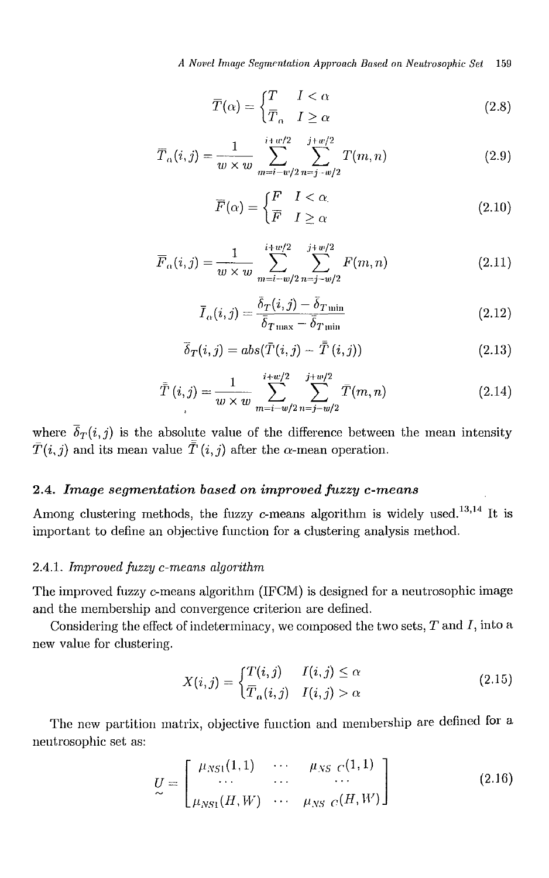$$\overline{T}(\alpha) = \begin{cases} T & I < \alpha \\ \overline{T}_{\alpha} & I \geq \alpha \end{cases} \tag{2.8}$$

$$\overline{T}_{\alpha}(i,j) = \frac{1}{w \times w} \sum_{m=i-w/2}^{i+w/2} \sum_{n=j-w/2}^{j+w/2} T(m,n) \tag{2.9}$$

$$\overline{F}(\alpha) = \begin{cases} F & I < \alpha \\ \overline{F} & I \geq \alpha \end{cases} \tag{2.10}$$

$$\overline{F}_{\alpha}(i,j) = \frac{1}{w \times w} \sum_{m=i-w/2}^{i+w/2} \sum_{n=j-w/2}^{j+w/2} F(m,n) \tag{2.11}$$

$$\overline{I}_{\alpha}(i,j) = \frac{\overline{\delta}_T(i,j) - \overline{\delta}_{T\min}}{\overline{\delta}_{T\max} - \overline{\delta}_{T\min}} \tag{2.12}$$

$$\overline{\delta}_T(i,j) = abs(\overline{T}(i,j) - \overline{\overline{T}}(i,j)) \tag{2.13}$$

$$\overline{\overline{T}}(i,j) = \frac{1}{w \times w} \sum_{m=i-w/2}^{i+w/2} \sum_{n=j-w/2}^{j+w/2} \overline{T}(m,n) \tag{2.14}$$

where $\overline{\delta}_T(i,j)$ is the absolute value of the difference between the mean intensity $\overline{T}(i,j)$ and its mean value $\overline{\overline{T}}(i,j)$ after the $\alpha$-mean operation.

### 2.4. *Image segmentation based on improved fuzzy c-means*

Among clustering methods, the fuzzy *c*-means algorithm is widely used.[13,14] It is important to define an objective function for a clustering analysis method.

#### 2.4.1. *Improved fuzzy c-means algorithm*

The improved fuzzy *c*-means algorithm (IFCM) is designed for a neutrosophic image and the membership and convergence criterion are defined.

Considering the effect of indeterminacy, we composed the two sets, $T$ and $I$, into a new value for clustering.

$$X(i,j) = \begin{cases} T(i,j) & I(i,j) \leq \alpha \\ \overline{T}_{\alpha}(i,j) & I(i,j) > \alpha \end{cases} \tag{2.15}$$

The new partition matrix, objective function and membership are defined for a neutrosophic set as:

$$\underset{\sim}{U} = \begin{bmatrix} \mu_{NS1}(1,1) & \cdots & \mu_{NS\,C}(1,1) \\ \cdots & \cdots & \cdots \\ \mu_{NS1}(H,W) & \cdots & \mu_{NS\,C}(H,W) \end{bmatrix} \tag{2.16}$$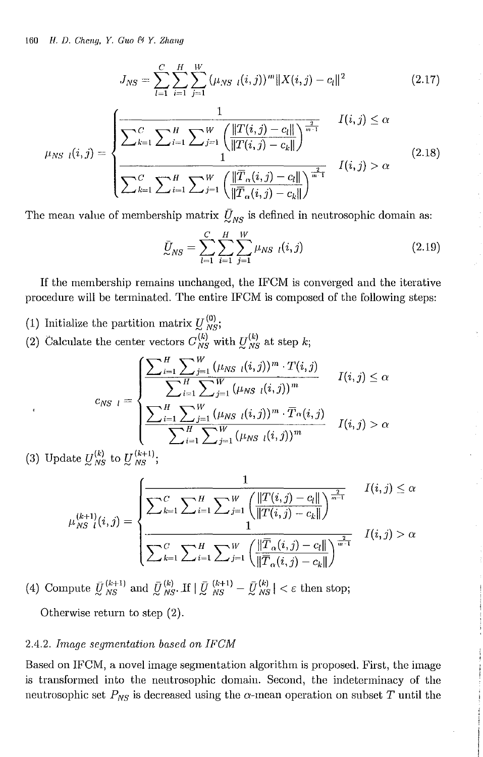$$J_{NS} = \sum_{l=1}^{C}\sum_{i=1}^{H}\sum_{j=1}^{W}(\mu_{NS\ l}(i,j))^m \|X(i,j) - c_l\|^2 \tag{2.17}$$

$$\mu_{NS\ l}(i,j) = \begin{cases} \dfrac{1}{\sum_{k=1}^{C}\sum_{i=1}^{H}\sum_{j=1}^{W}\left(\dfrac{\|T(i,j)-c_l\|}{\|T(i,j)-c_k\|}\right)^{\frac{2}{m-1}}} & I(i,j) \le \alpha \\[2em] \dfrac{1}{\sum_{k=1}^{C}\sum_{i=1}^{H}\sum_{j=1}^{W}\left(\dfrac{\|\bar{T}_\alpha(i,j)-c_l\|}{\|\bar{T}_\alpha(i,j)-c_k\|}\right)^{\frac{2}{m-1}}} & I(i,j) > \alpha \end{cases} \tag{2.18}$$

The mean value of membership matrix $\bar{\underset{\sim}{U}}_{NS}$ is defined in neutrosophic domain as:

$$\bar{\underset{\sim}{U}}_{NS} = \sum_{l=1}^{C}\sum_{i=1}^{H}\sum_{j=1}^{W}\mu_{NS\ l}(i,j) \tag{2.19}$$

If the membership remains unchanged, the IFCM is converged and the iterative procedure will be terminated. The entire IFCM is composed of the following steps:

(1) Initialize the partition matrix $\underset{\sim}{U}_{NS}^{(0)}$;

(2) Calculate the center vectors $C_{NS}^{(k)}$ with $\underset{\sim}{U}_{NS}^{(k)}$ at step $k$;

$$c_{NS\ l} = \begin{cases} \dfrac{\sum_{i=1}^{H}\sum_{j=1}^{W}(\mu_{NS\ l}(i,j))^m \cdot T(i,j)}{\sum_{i=1}^{H}\sum_{j=1}^{W}(\mu_{NS\ l}(i,j))^m} & I(i,j) \le \alpha \\[2em] \dfrac{\sum_{i=1}^{H}\sum_{j=1}^{W}(\mu_{NS\ l}(i,j))^m \cdot \bar{T}_\alpha(i,j)}{\sum_{i=1}^{H}\sum_{j=1}^{W}(\mu_{NS\ l}(i,j))^m} & I(i,j) > \alpha \end{cases}$$

(3) Update $\underset{\sim}{U}_{NS}^{(k)}$ to $\underset{\sim}{U}_{NS}^{(k+1)}$;

$$\mu_{NS\ l}^{(k+1)}(i,j) = \begin{cases} \dfrac{1}{\sum_{k=1}^{C}\sum_{i=1}^{H}\sum_{j=1}^{W}\left(\dfrac{\|T(i,j)-c_l\|}{\|T(i,j)-c_k\|}\right)^{\frac{2}{m-1}}} & I(i,j) \le \alpha \\[2em] \dfrac{1}{\sum_{k=1}^{C}\sum_{i=1}^{H}\sum_{j=1}^{W}\left(\dfrac{\|\bar{T}_\alpha(i,j)-c_l\|}{\|\bar{T}_\alpha(i,j)-c_k\|}\right)^{\frac{2}{m-1}}} & I(i,j) > \alpha \end{cases}$$

(4) Compute $\bar{\underset{\sim}{U}}_{NS}^{(k+1)}$ and $\bar{\underset{\sim}{U}}_{NS}^{(k)}$. If $|\bar{\underset{\sim}{U}}_{NS}^{(k+1)} - \bar{\underset{\sim}{U}}_{NS}^{(k)}| < \varepsilon$ then stop;

Otherwise return to step (2).

### 2.4.2. *Image segmentation based on IFCM*

Based on IFCM, a novel image segmentation algorithm is proposed. First, the image is transformed into the neutrosophic domain. Second, the indeterminacy of the neutrosophic set $P_{NS}$ is decreased using the $\alpha$-mean operation on subset $T$ until the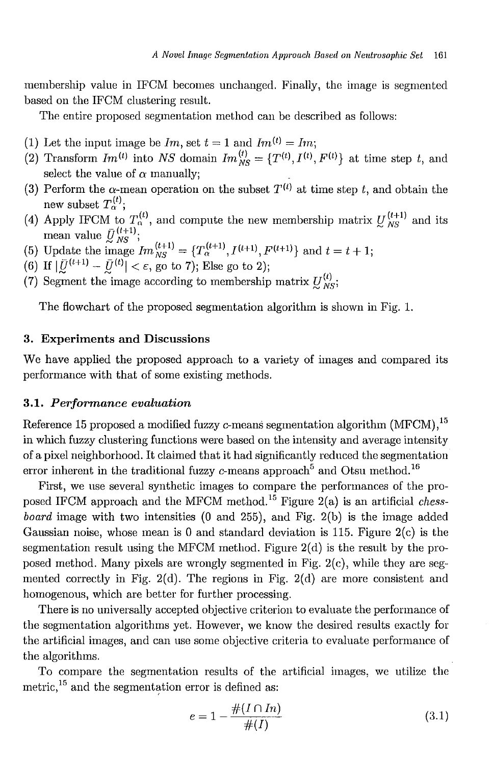membership value in IFCM becomes unchanged. Finally, the image is segmented based on the IFCM clustering result.

The entire proposed segmentation method can be described as follows:

(1) Let the input image be $Im$, set $t = 1$ and $Im^{(t)} = Im$;
(2) Transform $Im^{(t)}$ into $NS$ domain $Im_{NS}^{(t)} = \{T^{(t)}, I^{(t)}, F^{(t)}\}$ at time step $t$, and select the value of $\alpha$ manually;
(3) Perform the $\alpha$-mean operation on the subset $T^{(t)}$ at time step $t$, and obtain the new subset $T_{\alpha}^{(t)}$;
(4) Apply IFCM to $T_{\alpha}^{(t)}$, and compute the new membership matrix $\underset{\sim}{U}_{NS}^{(t+1)}$ and its mean value $\underset{\sim}{\bar{U}}_{NS}^{(t+1)}$;
(5) Update the image $Im_{NS}^{(t+1)} = \{T_{\alpha}^{(t+1)}, I^{(t+1)}, F^{(t+1)}\}$ and $t = t + 1$;
(6) If $|\underset{\sim}{\bar{U}}^{(t+1)} - \underset{\sim}{\bar{U}}^{(t)}| < \varepsilon$, go to 7); Else go to 2);
(7) Segment the image according to membership matrix $\underset{\sim}{U}_{NS}^{(t)}$;

The flowchart of the proposed segmentation algorithm is shown in Fig. 1.

## 3. Experiments and Discussions

We have applied the proposed approach to a variety of images and compared its performance with that of some existing methods.

### 3.1. *Performance evaluation*

Reference 15 proposed a modified fuzzy $c$-means segmentation algorithm (MFCM),[15] in which fuzzy clustering functions were based on the intensity and average intensity of a pixel neighborhood. It claimed that it had significantly reduced the segmentation error inherent in the traditional fuzzy $c$-means approach[5] and Otsu method.[16]

First, we use several synthetic images to compare the performances of the proposed IFCM approach and the MFCM method.[15] Figure 2(a) is an artificial *chessboard* image with two intensities (0 and 255), and Fig. 2(b) is the image added Gaussian noise, whose mean is 0 and standard deviation is 115. Figure 2(c) is the segmentation result using the MFCM method. Figure 2(d) is the result by the proposed method. Many pixels are wrongly segmented in Fig. 2(c), while they are segmented correctly in Fig. 2(d). The regions in Fig. 2(d) are more consistent and homogenous, which are better for further processing.

There is no universally accepted objective criterion to evaluate the performance of the segmentation algorithms yet. However, we know the desired results exactly for the artificial images, and can use some objective criteria to evaluate performance of the algorithms.

To compare the segmentation results of the artificial images, we utilize the metric,[15] and the segmentation error is defined as:

$$e = 1 - \frac{\#(I \cap In)}{\#(I)} \tag{3.1}$$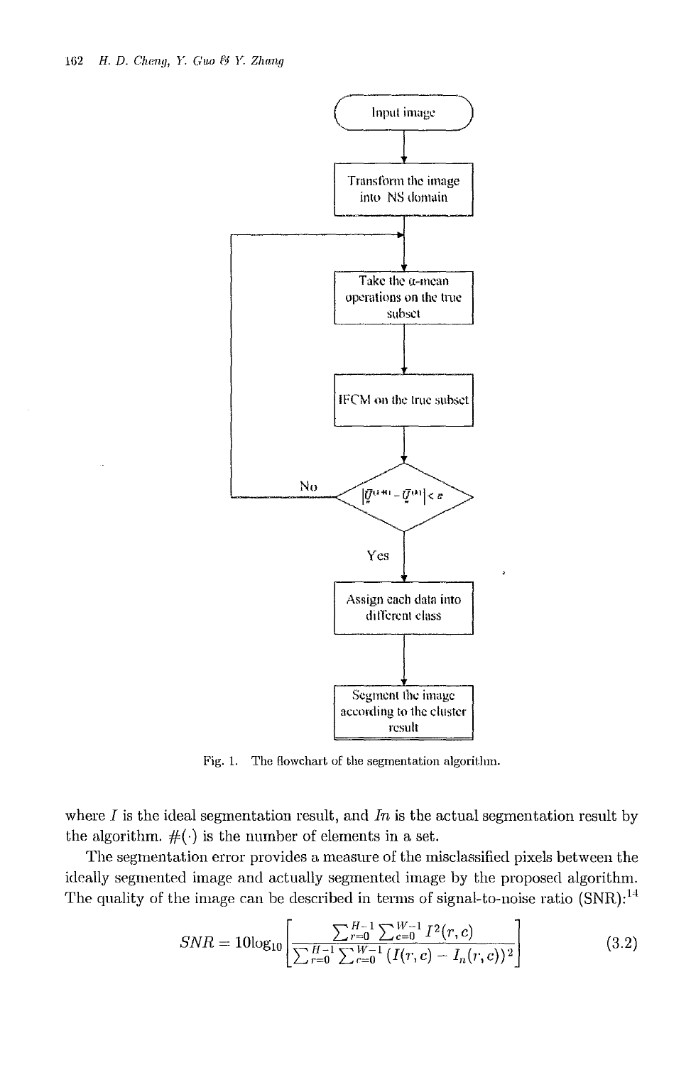Fig. 1. The flowchart of the segmentation algorithm.

where $I$ is the ideal segmentation result, and $In$ is the actual segmentation result by the algorithm. $\#(\cdot)$ is the number of elements in a set.

The segmentation error provides a measure of the misclassified pixels between the ideally segmented image and actually segmented image by the proposed algorithm. The quality of the image can be described in terms of signal-to-noise ratio (SNR):[14]

$$SNR = 10\log_{10}\left[\frac{\sum_{r=0}^{H-1}\sum_{c=0}^{W-1} I^2(r,c)}{\sum_{r=0}^{H-1}\sum_{c=0}^{W-1}(I(r,c) - I_n(r,c))^2}\right] \tag{3.2}$$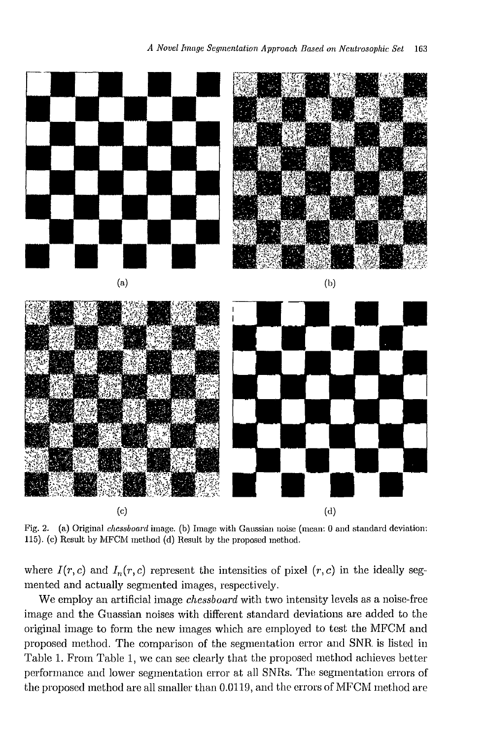(a)

(b)

(c)

(d)

Fig. 2. (a) Original *chessboard* image. (b) Image with Gaussian noise (mean: 0 and standard deviation: 115). (c) Result by MFCM method (d) Result by the proposed method.

where $I(r,c)$ and $I_n(r,c)$ represent the intensities of pixel $(r,c)$ in the ideally segmented and actually segmented images, respectively.

We employ an artificial image *chessboard* with two intensity levels as a noise-free image and the Guassian noises with different standard deviations are added to the original image to form the new images which are employed to test the MFCM and proposed method. The comparison of the segmentation error and SNR is listed in Table 1. From Table 1, we can see clearly that the proposed method achieves better performance and lower segmentation error at all SNRs. The segmentation errors of the proposed method are all smaller than 0.0119, and the errors of MFCM method are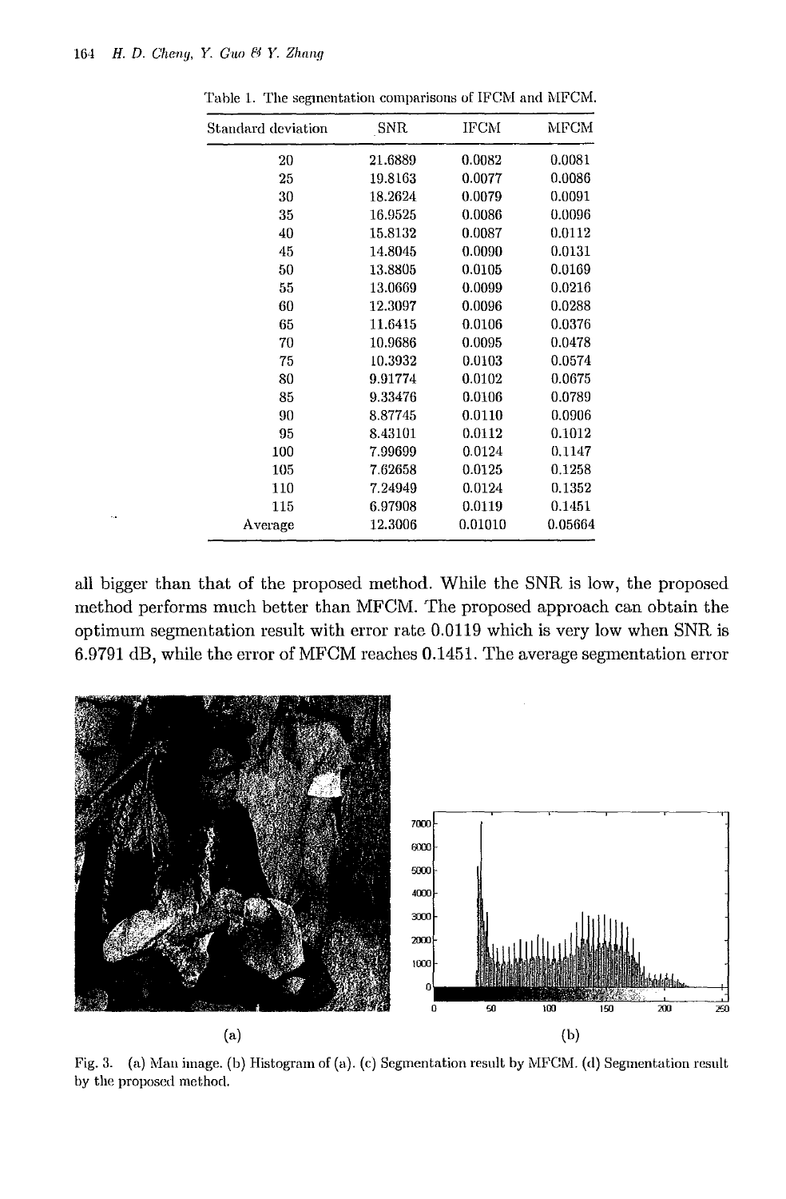Table 1. The segmentation comparisons of IFCM and MFCM.

| Standard deviation | SNR | IFCM | MFCM |
|---|---|---|---|
| 20 | 21.6889 | 0.0082 | 0.0081 |
| 25 | 19.8163 | 0.0077 | 0.0086 |
| 30 | 18.2624 | 0.0079 | 0.0091 |
| 35 | 16.9525 | 0.0086 | 0.0096 |
| 40 | 15.8132 | 0.0087 | 0.0112 |
| 45 | 14.8045 | 0.0090 | 0.0131 |
| 50 | 13.8805 | 0.0105 | 0.0169 |
| 55 | 13.0669 | 0.0099 | 0.0216 |
| 60 | 12.3097 | 0.0096 | 0.0288 |
| 65 | 11.6415 | 0.0106 | 0.0376 |
| 70 | 10.9686 | 0.0095 | 0.0478 |
| 75 | 10.3932 | 0.0103 | 0.0574 |
| 80 | 9.91774 | 0.0102 | 0.0675 |
| 85 | 9.33476 | 0.0106 | 0.0789 |
| 90 | 8.87745 | 0.0110 | 0.0906 |
| 95 | 8.43101 | 0.0112 | 0.1012 |
| 100 | 7.99699 | 0.0124 | 0.1147 |
| 105 | 7.62658 | 0.0125 | 0.1258 |
| 110 | 7.24949 | 0.0124 | 0.1352 |
| 115 | 6.97908 | 0.0119 | 0.1451 |
| Average | 12.3006 | 0.01010 | 0.05664 |

all bigger than that of the proposed method. While the SNR is low, the proposed method performs much better than MFCM. The proposed approach can obtain the optimum segmentation result with error rate 0.0119 which is very low when SNR is 6.9791 dB, while the error of MFCM reaches 0.1451. The average segmentation error

Fig. 3. (a) Man image. (b) Histogram of (a). (c) Segmentation result by MFCM. (d) Segmentation result by the proposed method.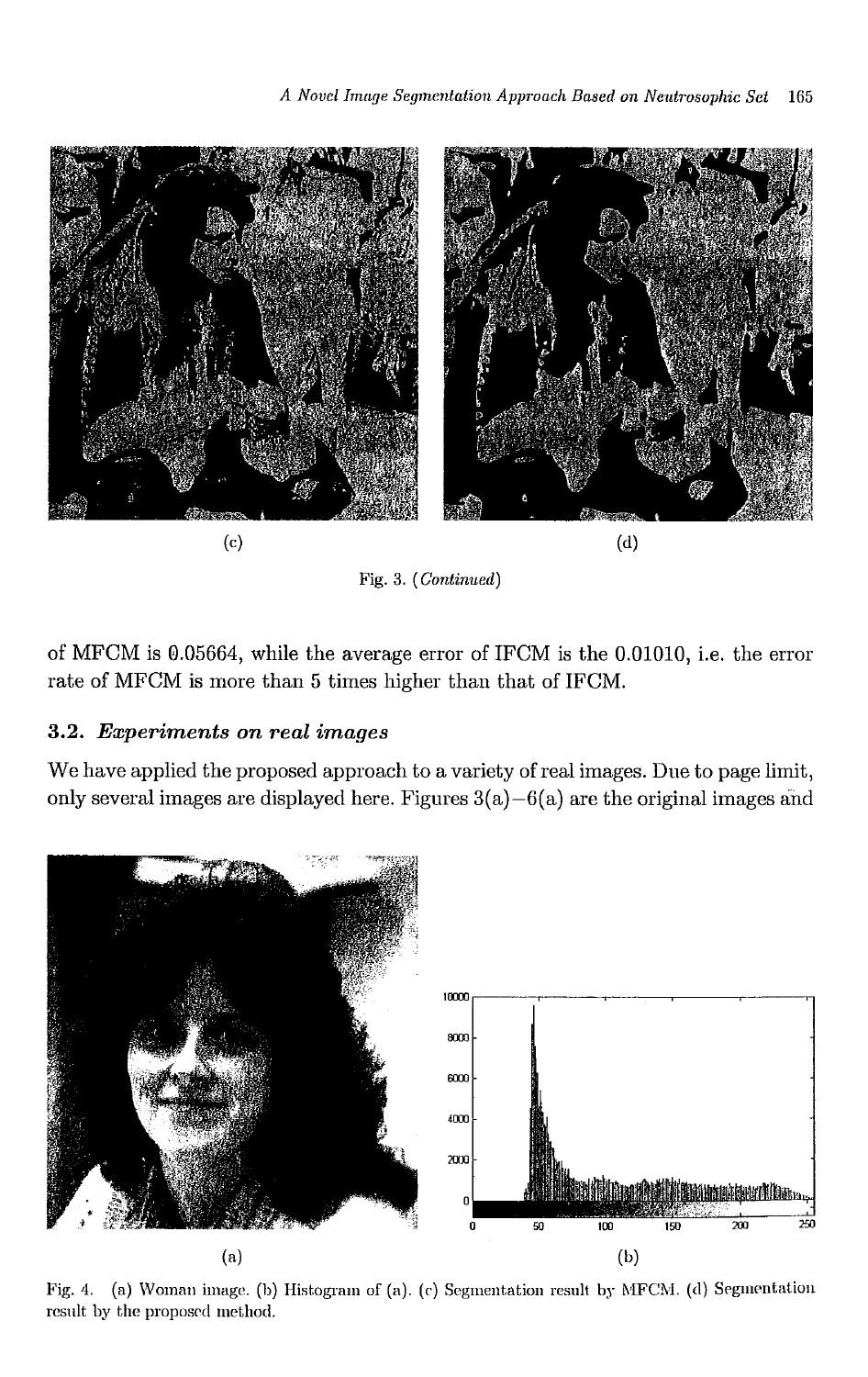(c)

(d)

Fig. 3. (*Continued*)

of MFCM is 0.05664, while the average error of IFCM is the 0.01010, i.e. the error rate of MFCM is more than 5 times higher than that of IFCM.

### 3.2. *Experiments on real images*

We have applied the proposed approach to a variety of real images. Due to page limit, only several images are displayed here. Figures 3(a)–6(a) are the original images and

(a)

(b)

Fig. 4. (a) Woman image. (b) Histogram of (a). (c) Segmentation result by MFCM. (d) Segmentation result by the proposed method.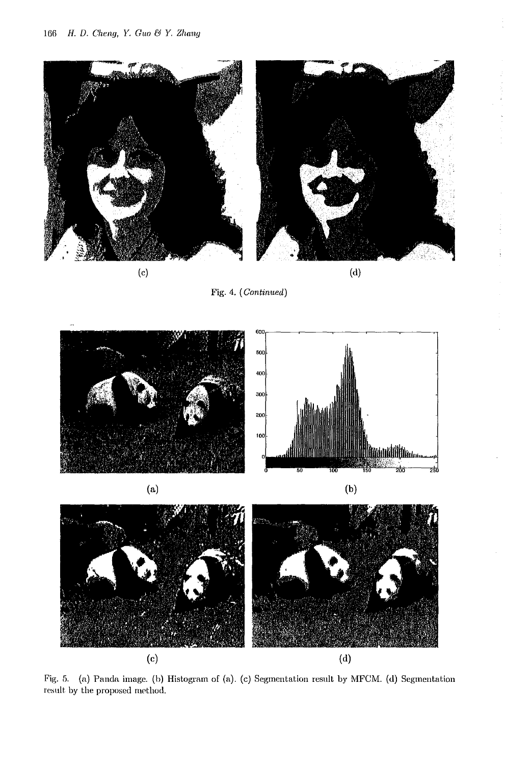(c)

(d)

Fig. 4. (*Continued*)

(a)

(b)

(c)

(d)

Fig. 5. (a) Panda image. (b) Histogram of (a). (c) Segmentation result by MFCM. (d) Segmentation result by the proposed method.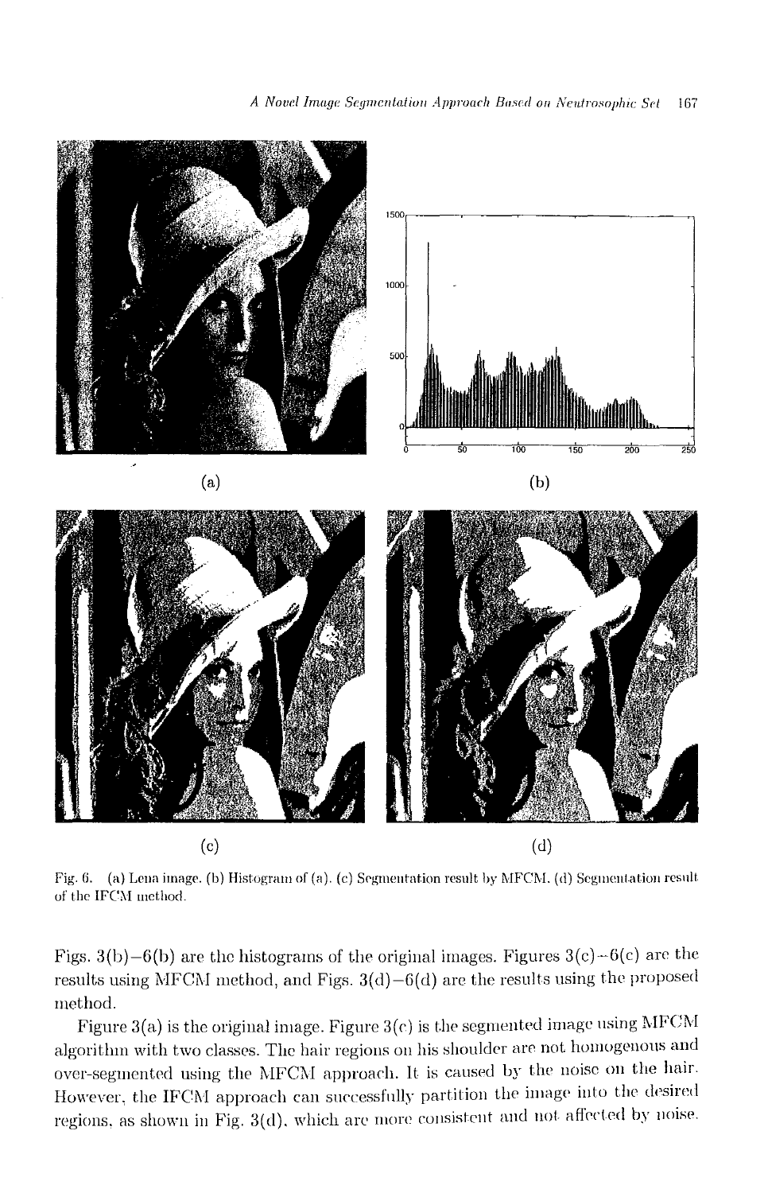(a)

(b)

(c)

(d)

Fig. 6. (a) Lena image. (b) Histogram of (a). (c) Segmentation result by MFCM. (d) Segmentation result of the IFCM method.

Figs. 3(b)–6(b) are the histograms of the original images. Figures 3(c)–6(c) are the results using MFCM method, and Figs. 3(d)–6(d) are the results using the proposed method.

Figure 3(a) is the original image. Figure 3(c) is the segmented image using MFCM algorithm with two classes. The hair regions on his shoulder are not homogenous and over-segmented using the MFCM approach. It is caused by the noise on the hair. However, the IFCM approach can successfully partition the image into the desired regions, as shown in Fig. 3(d), which are more consistent and not affected by noise.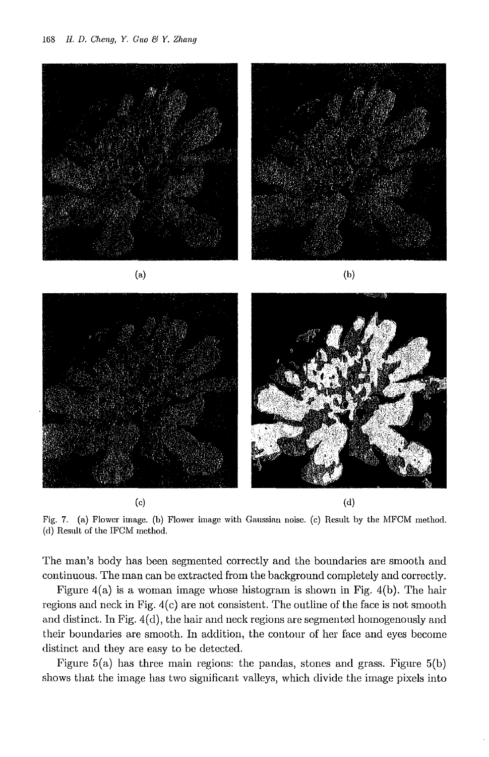(a)

(b)

(c)

(d)

Fig. 7. (a) Flower image. (b) Flower image with Gaussian noise. (c) Result by the MFCM method. (d) Result of the IFCM method.

The man's body has been segmented correctly and the boundaries are smooth and continuous. The man can be extracted from the background completely and correctly.

Figure 4(a) is a woman image whose histogram is shown in Fig. 4(b). The hair regions and neck in Fig. 4(c) are not consistent. The outline of the face is not smooth and distinct. In Fig. 4(d), the hair and neck regions are segmented homogenously and their boundaries are smooth. In addition, the contour of her face and eyes become distinct and they are easy to be detected.

Figure 5(a) has three main regions: the pandas, stones and grass. Figure 5(b) shows that the image has two significant valleys, which divide the image pixels into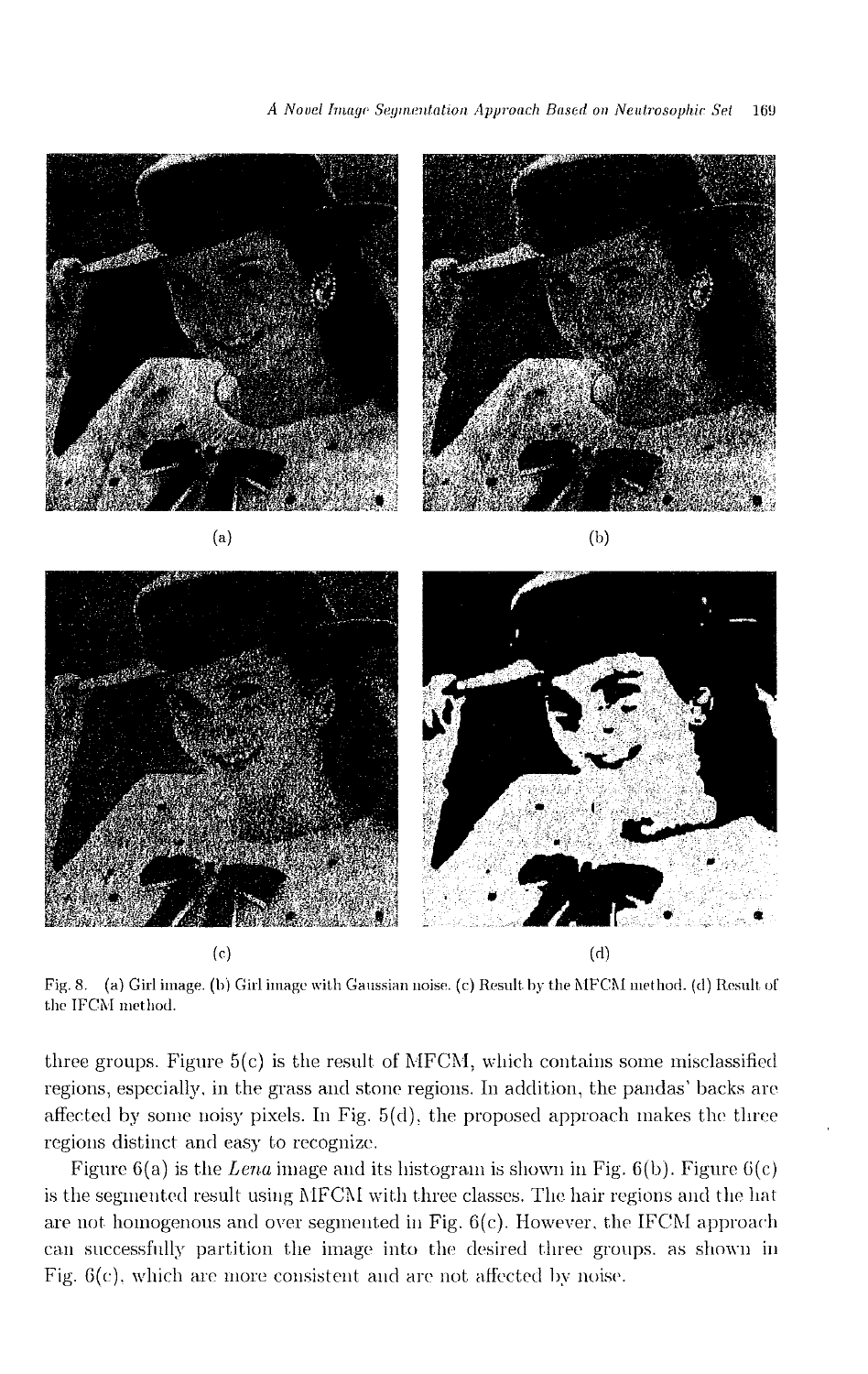(a)

(b)

(c)

(d)

Fig. 8. (a) Girl image. (b) Girl image with Gaussian noise. (c) Result by the MFCM method. (d) Result of the IFCM method.

three groups. Figure 5(c) is the result of MFCM, which contains some misclassified regions, especially, in the grass and stone regions. In addition, the pandas' backs are affected by some noisy pixels. In Fig. 5(d), the proposed approach makes the three regions distinct and easy to recognize.

Figure 6(a) is the *Lena* image and its histogram is shown in Fig. 6(b). Figure 6(c) is the segmented result using MFCM with three classes. The hair regions and the hat are not homogenous and over segmented in Fig. 6(c). However, the IFCM approach can successfully partition the image into the desired three groups, as shown in Fig. 6(c), which are more consistent and are not affected by noise.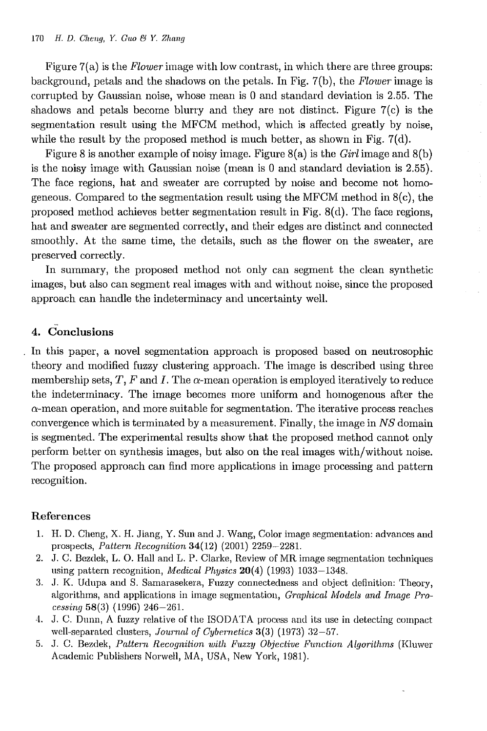Figure 7(a) is the *Flower* image with low contrast, in which there are three groups: background, petals and the shadows on the petals. In Fig. 7(b), the *Flower* image is corrupted by Gaussian noise, whose mean is 0 and standard deviation is 2.55. The shadows and petals become blurry and they are not distinct. Figure 7(c) is the segmentation result using the MFCM method, which is affected greatly by noise, while the result by the proposed method is much better, as shown in Fig. 7(d).

Figure 8 is another example of noisy image. Figure 8(a) is the *Girl* image and 8(b) is the noisy image with Gaussian noise (mean is 0 and standard deviation is 2.55). The face regions, hat and sweater are corrupted by noise and become not homogeneous. Compared to the segmentation result using the MFCM method in 8(c), the proposed method achieves better segmentation result in Fig. 8(d). The face regions, hat and sweater are segmented correctly, and their edges are distinct and connected smoothly. At the same time, the details, such as the flower on the sweater, are preserved correctly.

In summary, the proposed method not only can segment the clean synthetic images, but also can segment real images with and without noise, since the proposed approach can handle the indeterminacy and uncertainty well.

## 4. Conclusions

In this paper, a novel segmentation approach is proposed based on neutrosophic theory and modified fuzzy clustering approach. The image is described using three membership sets, $T$, $F$ and $I$. The $\alpha$-mean operation is employed iteratively to reduce the indeterminacy. The image becomes more uniform and homogenous after the $\alpha$-mean operation, and more suitable for segmentation. The iterative process reaches convergence which is terminated by a measurement. Finally, the image in *NS* domain is segmented. The experimental results show that the proposed method cannot only perform better on synthesis images, but also on the real images with/without noise. The proposed approach can find more applications in image processing and pattern recognition.

## References

1. H. D. Cheng, X. H. Jiang, Y. Sun and J. Wang, Color image segmentation: advances and prospects, *Pattern Recognition* **34**(12) (2001) 2259–2281.
2. J. C. Bezdek, L. O. Hall and L. P. Clarke, Review of MR image segmentation techniques using pattern recognition, *Medical Physics* **20**(4) (1993) 1033–1348.
3. J. K. Udupa and S. Samarasekera, Fuzzy connectedness and object definition: Theory, algorithms, and applications in image segmentation, *Graphical Models and Image Processing* **58**(3) (1996) 246–261.
4. J. C. Dunn, A fuzzy relative of the ISODATA process and its use in detecting compact well-separated clusters, *Journal of Cybernetics* **3**(3) (1973) 32–57.
5. J. C. Bezdek, *Pattern Recognition with Fuzzy Objective Function Algorithms* (Kluwer Academic Publishers Norwell, MA, USA, New York, 1981).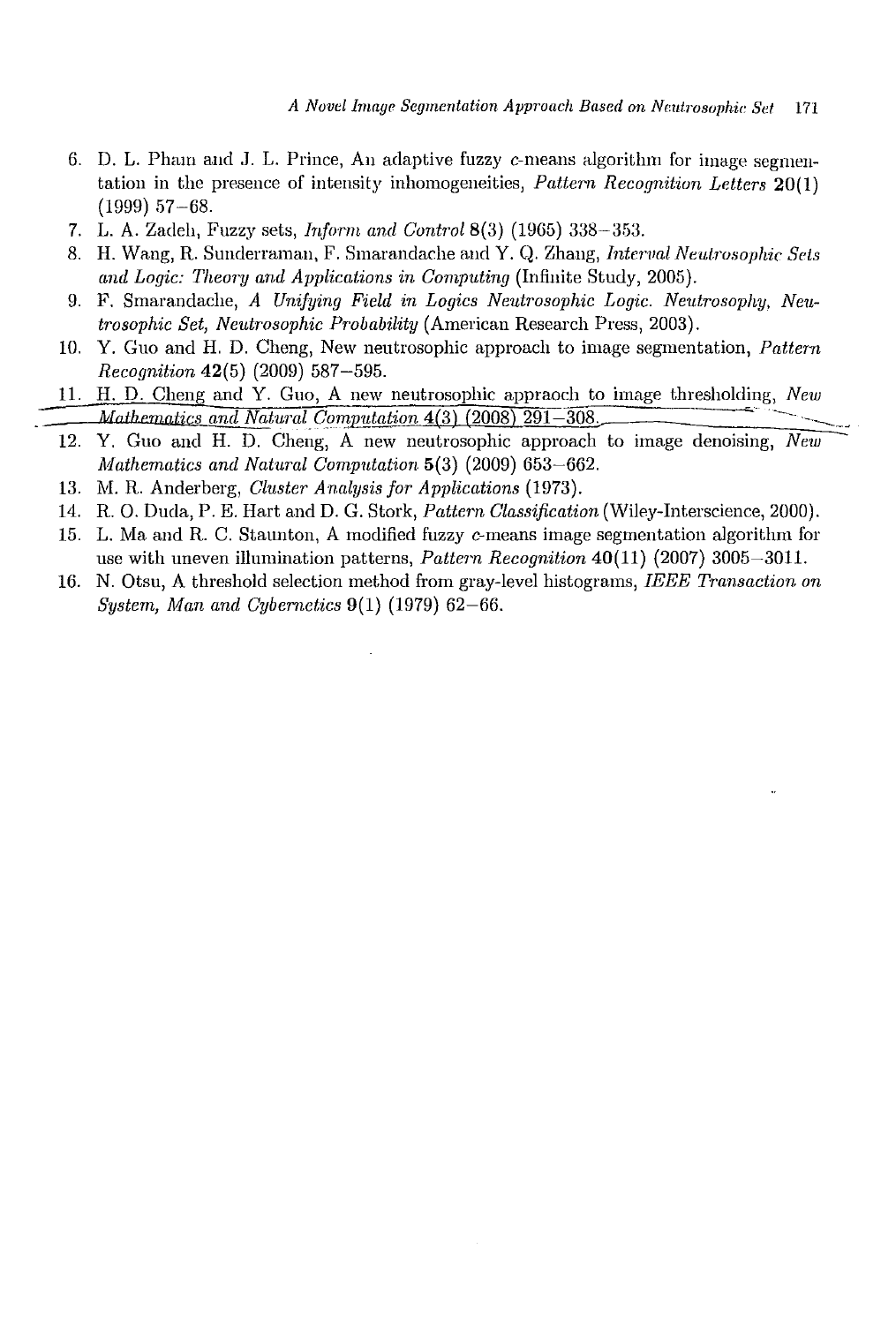6. D. L. Pham and J. L. Prince, An adaptive fuzzy $c$-means algorithm for image segmentation in the presence of intensity inhomogeneities, *Pattern Recognition Letters* **20**(1) (1999) 57–68.
7. L. A. Zadeh, Fuzzy sets, *Inform and Control* **8**(3) (1965) 338–353.
8. H. Wang, R. Sunderraman, F. Smarandache and Y. Q. Zhang, *Interval Neutrosophic Sets and Logic: Theory and Applications in Computing* (Infinite Study, 2005).
9. F. Smarandache, *A Unifying Field in Logics Neutrosophic Logic. Neutrosophy, Neutrosophic Set, Neutrosophic Probability* (American Research Press, 2003).
10. Y. Guo and H. D. Cheng, New neutrosophic approach to image segmentation, *Pattern Recognition* **42**(5) (2009) 587–595.
11. H. D. Cheng and Y. Guo, A new neutrosophic appraoch to image thresholding, *New Mathematics and Natural Computation* **4**(3) (2008) 291–308.
12. Y. Guo and H. D. Cheng, A new neutrosophic approach to image denoising, *New Mathematics and Natural Computation* **5**(3) (2009) 653–662.
13. M. R. Anderberg, *Cluster Analysis for Applications* (1973).
14. R. O. Duda, P. E. Hart and D. G. Stork, *Pattern Classification* (Wiley-Interscience, 2000).
15. L. Ma and R. C. Staunton, A modified fuzzy $c$-means image segmentation algorithm for use with uneven illumination patterns, *Pattern Recognition* **40**(11) (2007) 3005–3011.
16. N. Otsu, A threshold selection method from gray-level histograms, *IEEE Transaction on System, Man and Cybernetics* **9**(1) (1979) 62–66.